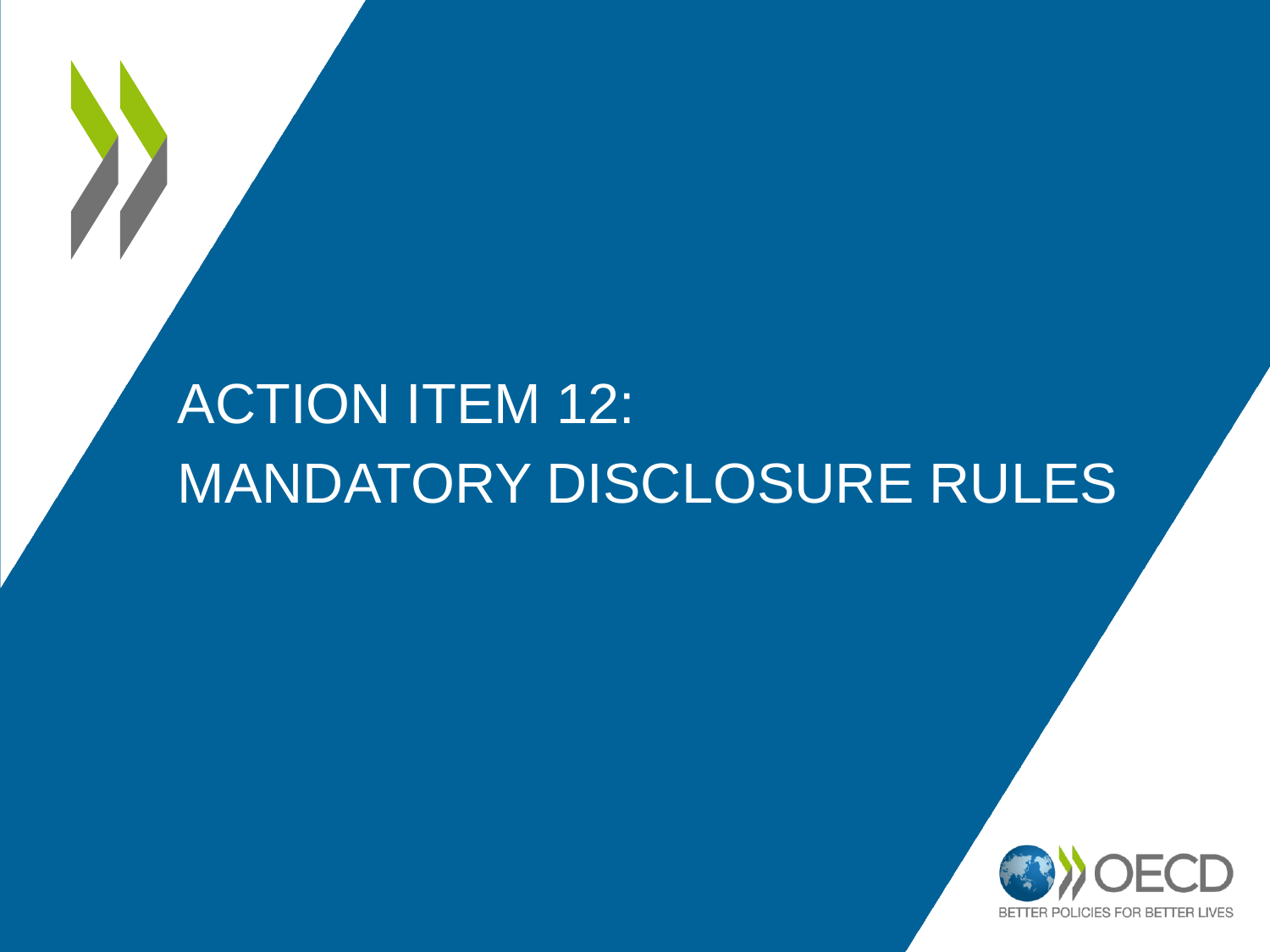# ACTION ITEM 12: MANDATORY DISCLOSURE RULES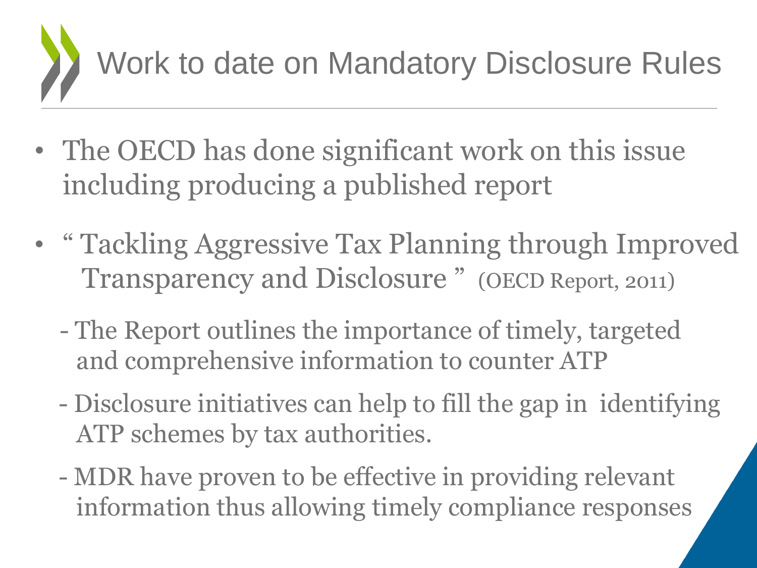# Work to date on Mandatory Disclosure Rules

- The OECD has done significant work on this issue including producing a published report
- " Tackling Aggressive Tax Planning through Improved Transparency and Disclosure " (OECD Report, 2011)
  - The Report outlines the importance of timely, targeted and comprehensive information to counter ATP
  - Disclosure initiatives can help to fill the gap in identifying ATP schemes by tax authorities.
  - MDR have proven to be effective in providing relevant information thus allowing timely compliance responses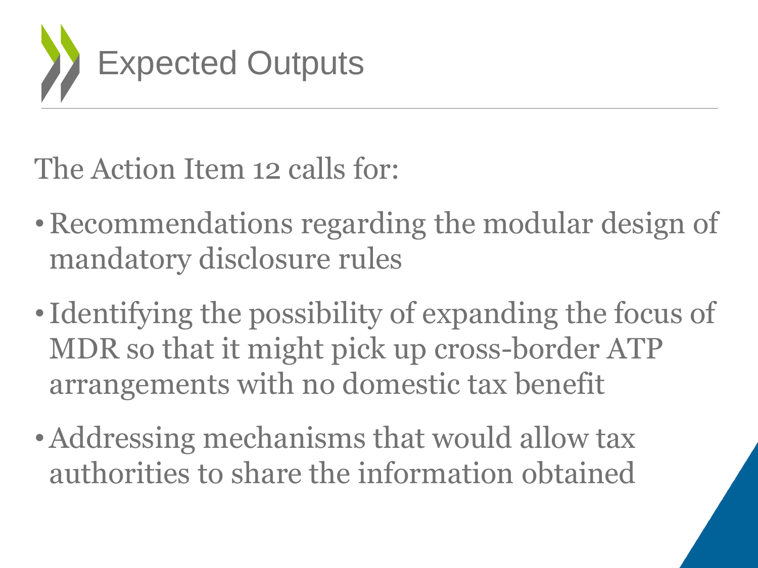# Expected Outputs

The Action Item 12 calls for:

- Recommendations regarding the modular design of mandatory disclosure rules
- Identifying the possibility of expanding the focus of MDR so that it might pick up cross-border ATP arrangements with no domestic tax benefit
- Addressing mechanisms that would allow tax authorities to share the information obtained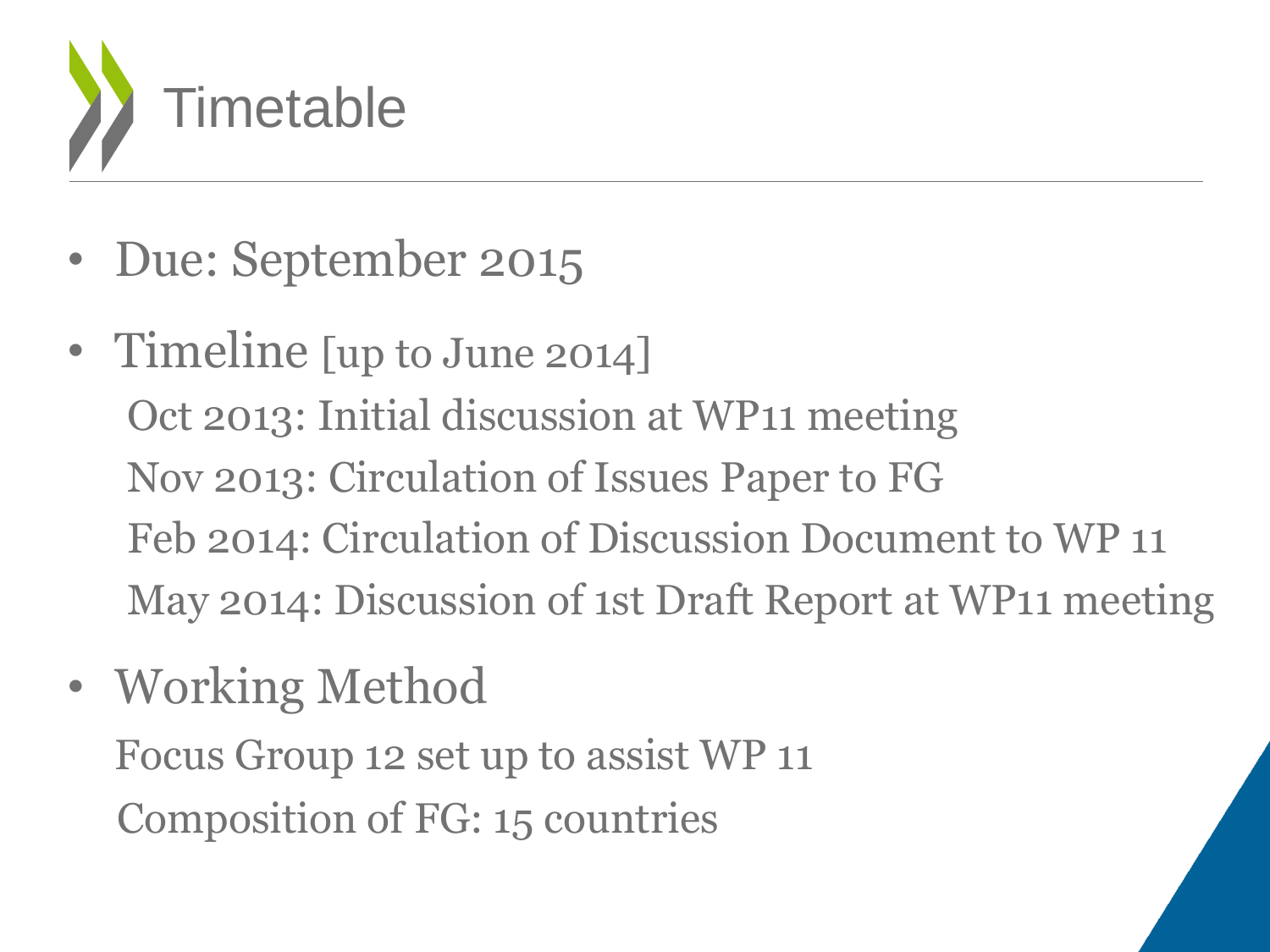# Timetable

- Due: September 2015
- Timeline [up to June 2014]

  Oct 2013: Initial discussion at WP11 meeting

  Nov 2013: Circulation of Issues Paper to FG

  Feb 2014: Circulation of Discussion Document to WP 11

  May 2014: Discussion of 1st Draft Report at WP11 meeting

- Working Method

  Focus Group 12 set up to assist WP 11

  Composition of FG: 15 countries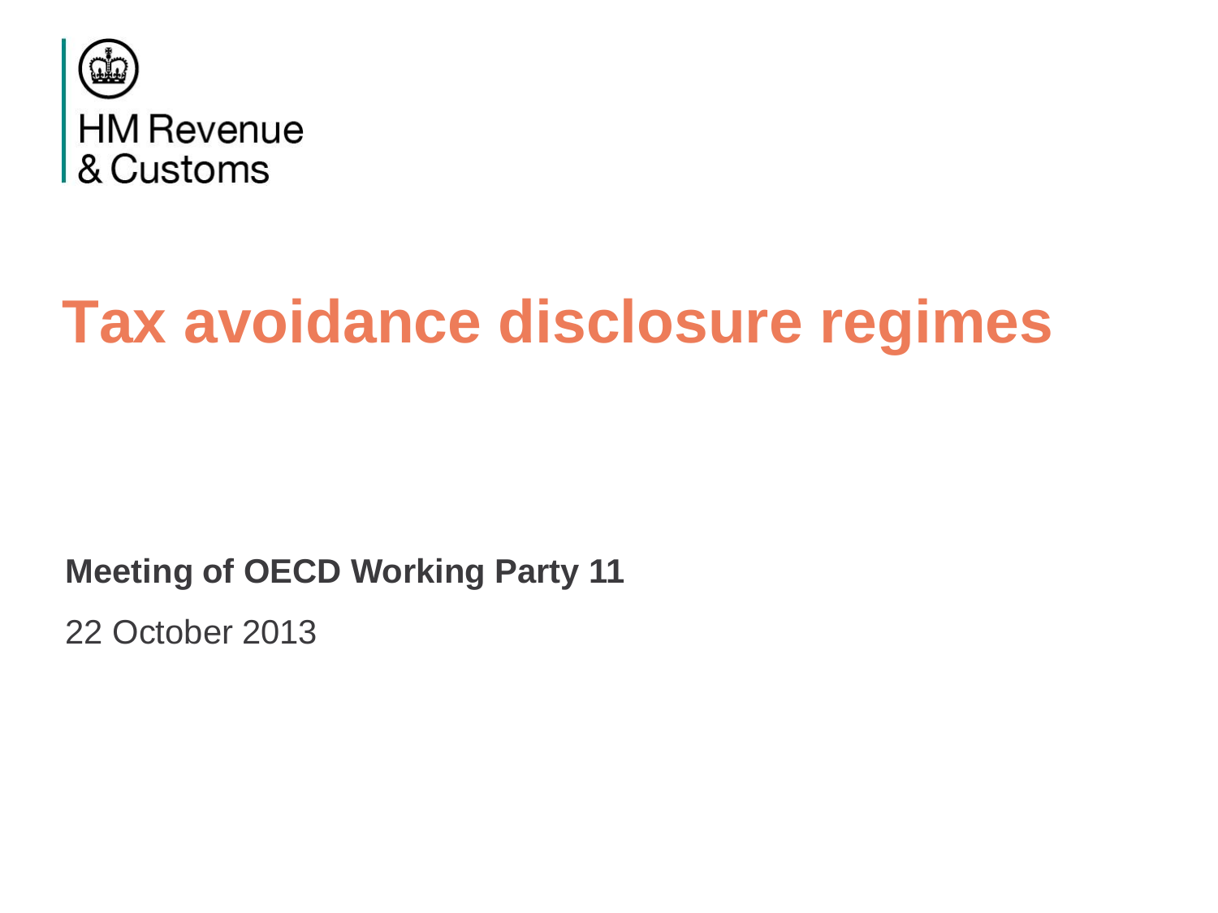HM Revenue & Customs

# Tax avoidance disclosure regimes

**Meeting of OECD Working Party 11**

22 October 2013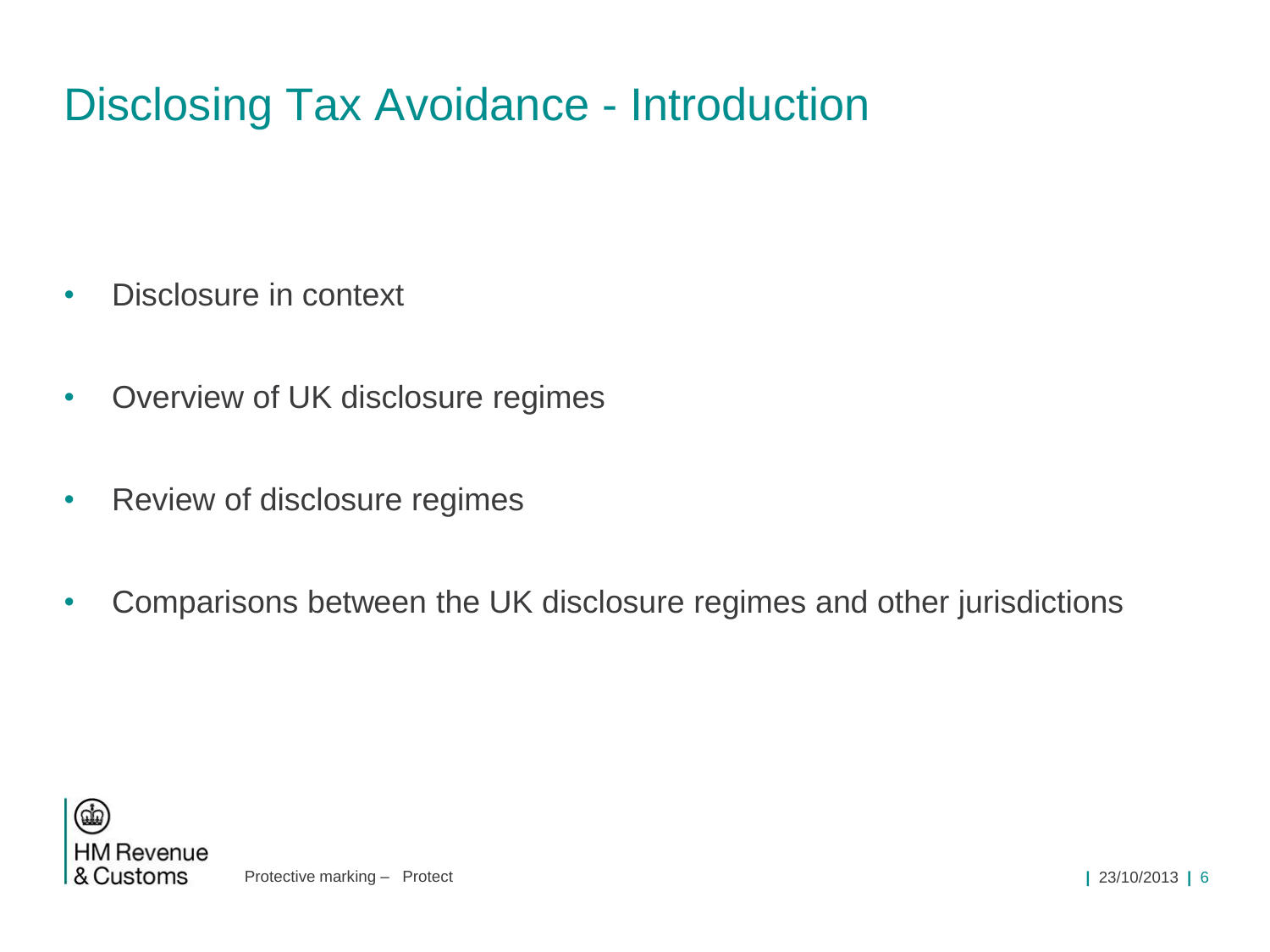# Disclosing Tax Avoidance - Introduction

- Disclosure in context
- Overview of UK disclosure regimes
- Review of disclosure regimes
- Comparisons between the UK disclosure regimes and other jurisdictions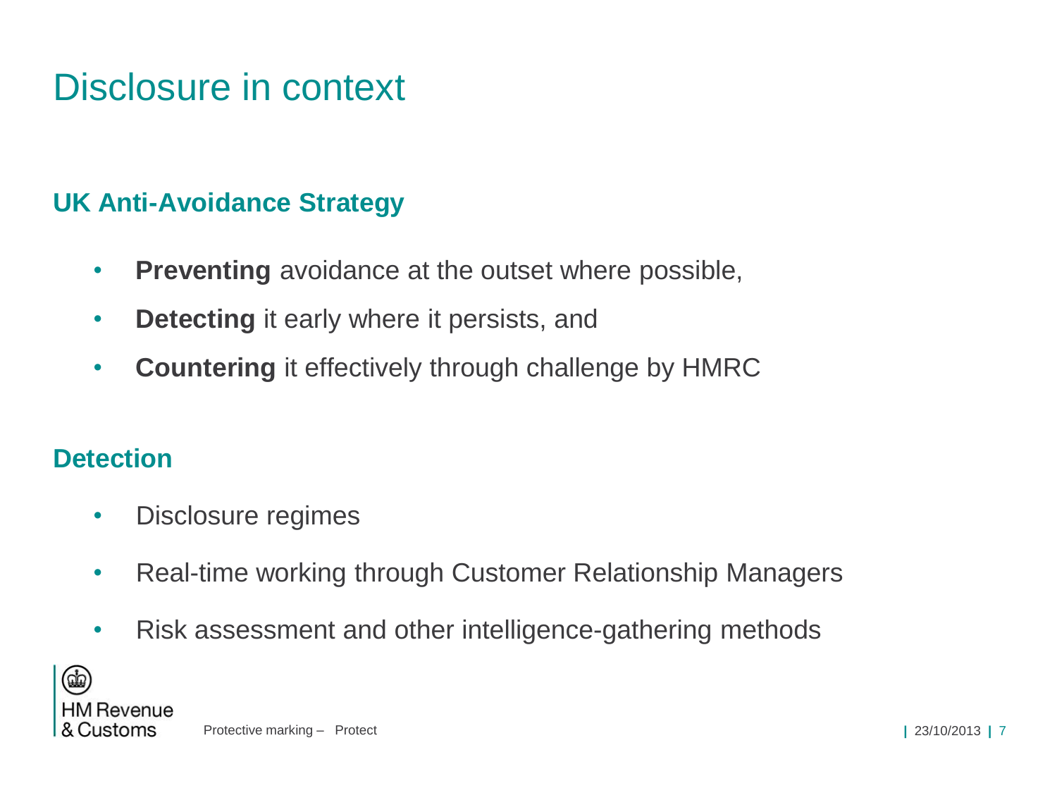# Disclosure in context

## UK Anti-Avoidance Strategy

- **Preventing** avoidance at the outset where possible,
- **Detecting** it early where it persists, and
- **Countering** it effectively through challenge by HMRC

## Detection

- Disclosure regimes
- Real-time working through Customer Relationship Managers
- Risk assessment and other intelligence-gathering methods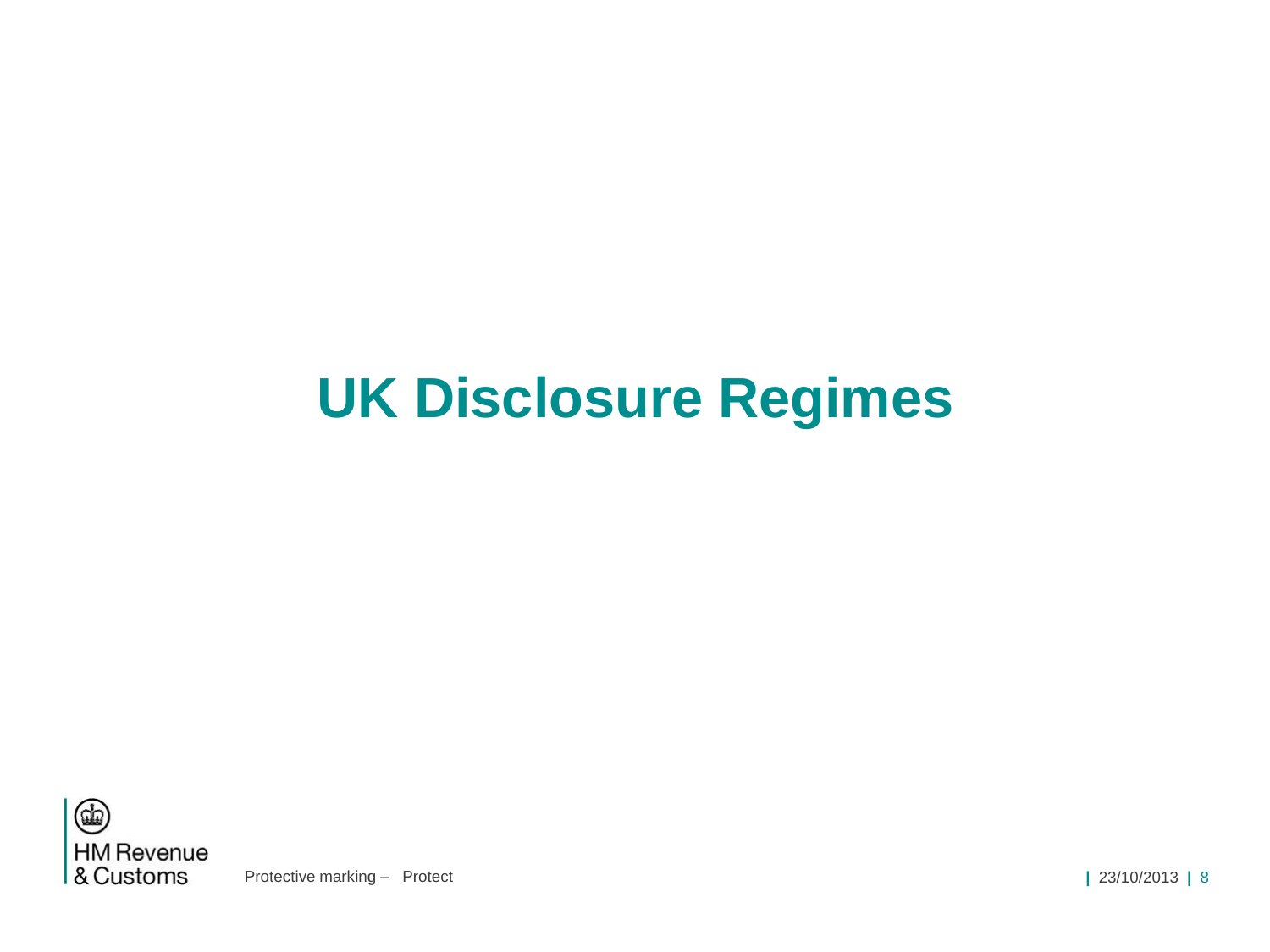# UK Disclosure Regimes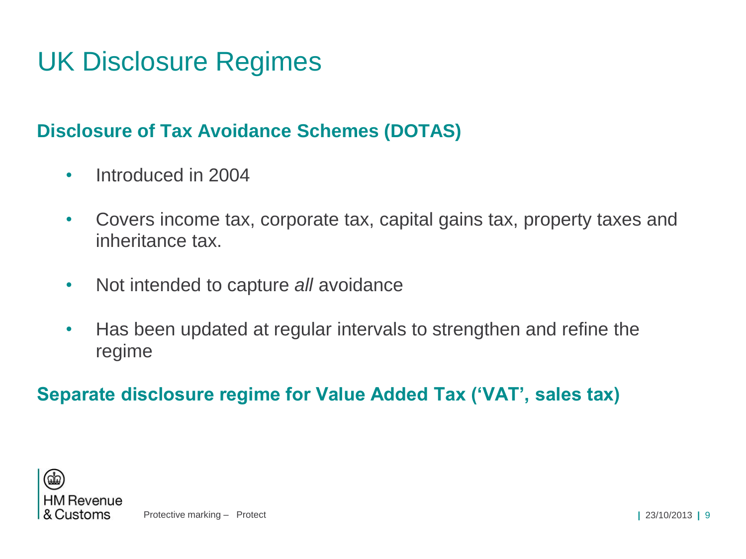# UK Disclosure Regimes

## Disclosure of Tax Avoidance Schemes (DOTAS)

- Introduced in 2004
- Covers income tax, corporate tax, capital gains tax, property taxes and inheritance tax.
- Not intended to capture *all* avoidance
- Has been updated at regular intervals to strengthen and refine the regime

## Separate disclosure regime for Value Added Tax ('VAT', sales tax)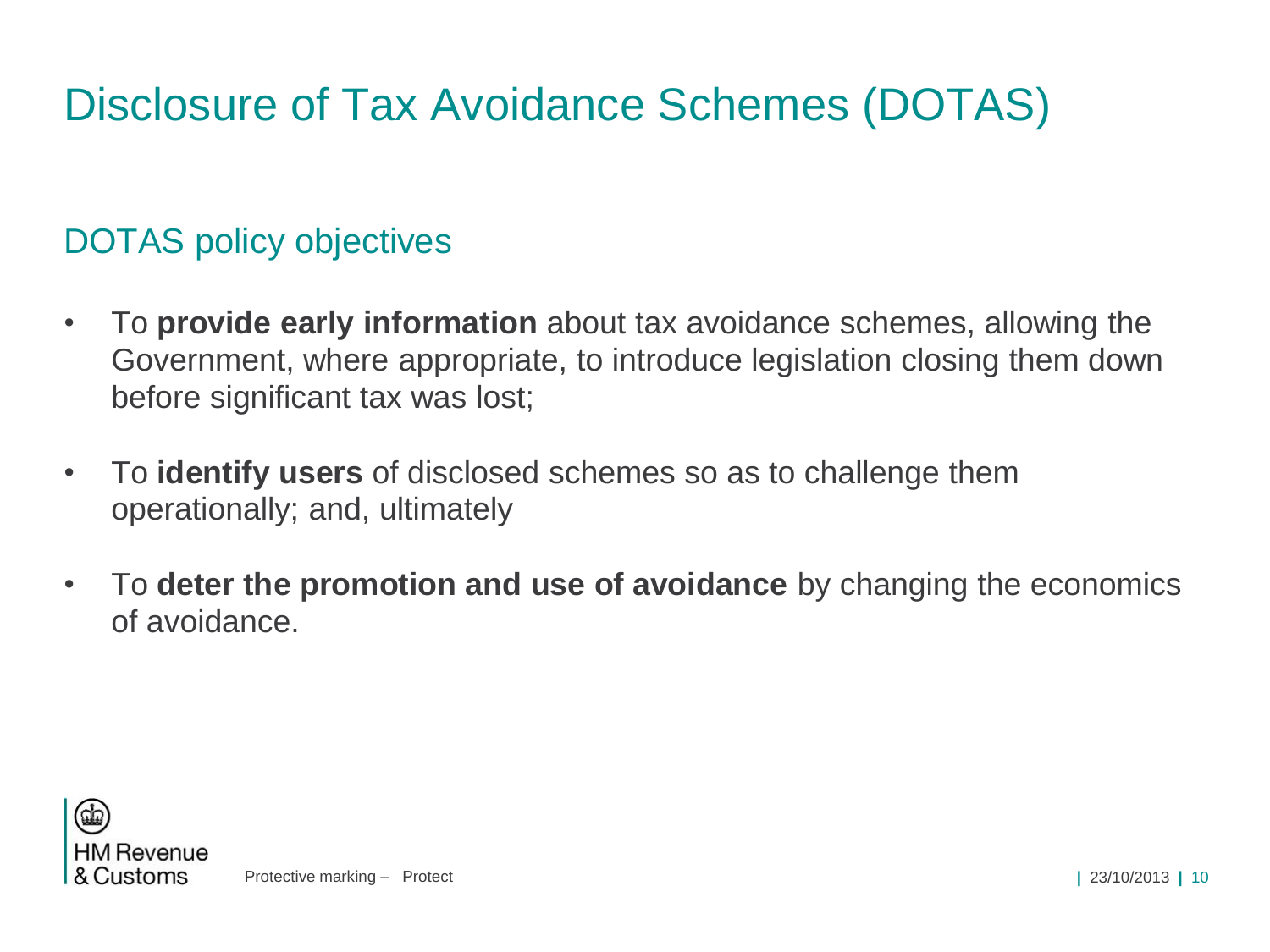# Disclosure of Tax Avoidance Schemes (DOTAS)

## DOTAS policy objectives

- To **provide early information** about tax avoidance schemes, allowing the Government, where appropriate, to introduce legislation closing them down before significant tax was lost;
- To **identify users** of disclosed schemes so as to challenge them operationally; and, ultimately
- To **deter the promotion and use of avoidance** by changing the economics of avoidance.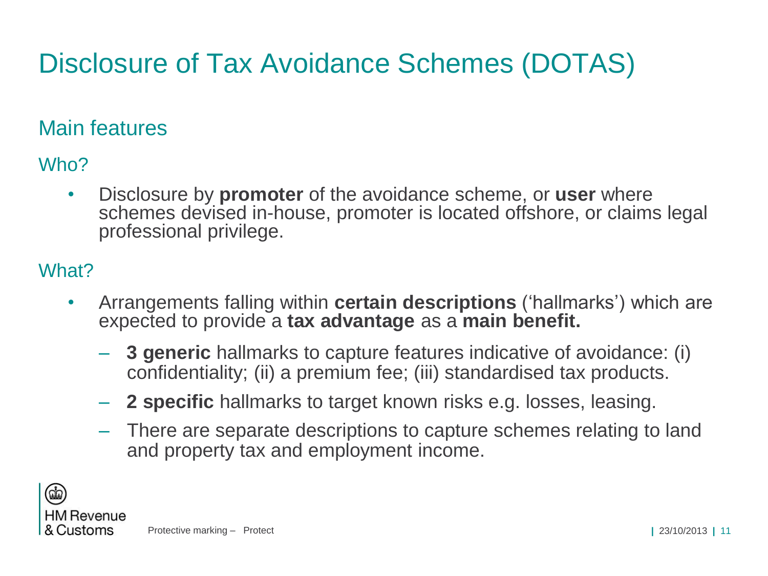# Disclosure of Tax Avoidance Schemes (DOTAS)

## Main features

### Who?

- Disclosure by **promoter** of the avoidance scheme, or **user** where schemes devised in-house, promoter is located offshore, or claims legal professional privilege.

### What?

- Arrangements falling within **certain descriptions** ('hallmarks') which are expected to provide a **tax advantage** as a **main benefit.**
  - **3 generic** hallmarks to capture features indicative of avoidance: (i) confidentiality; (ii) a premium fee; (iii) standardised tax products.
  - **2 specific** hallmarks to target known risks e.g. losses, leasing.
  - There are separate descriptions to capture schemes relating to land and property tax and employment income.

Protective marking – Protect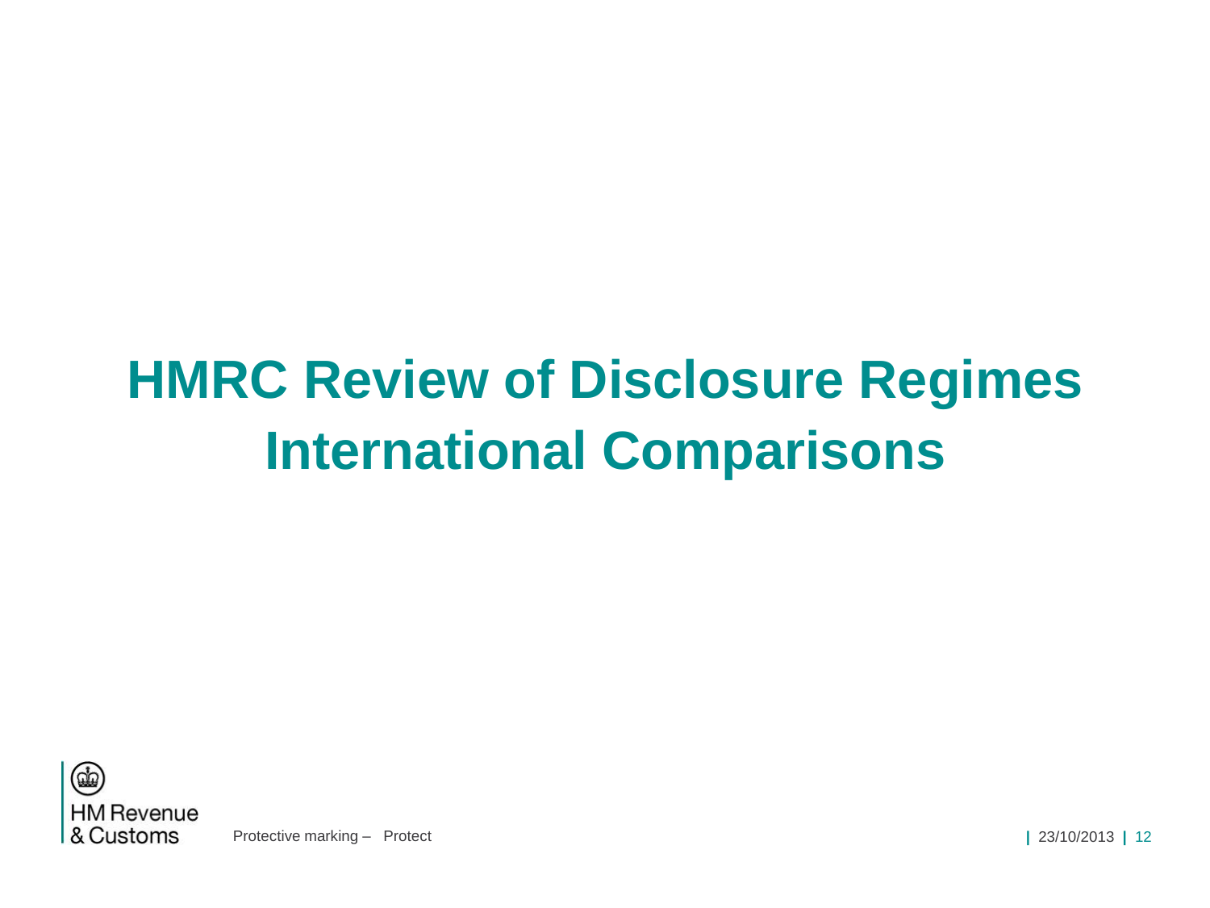# HMRC Review of Disclosure Regimes International Comparisons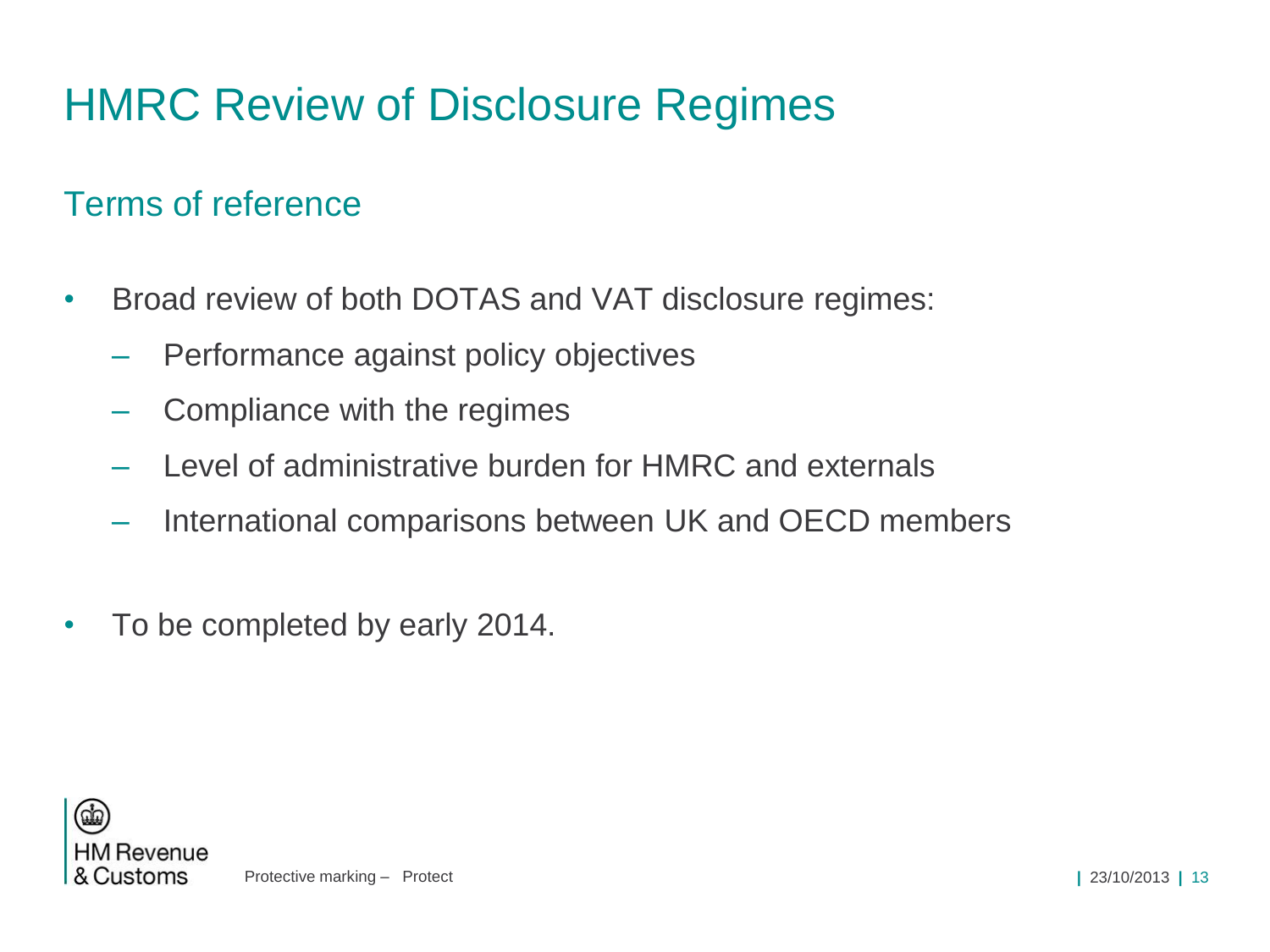# HMRC Review of Disclosure Regimes

## Terms of reference

- Broad review of both DOTAS and VAT disclosure regimes:
  - Performance against policy objectives
  - Compliance with the regimes
  - Level of administrative burden for HMRC and externals
  - International comparisons between UK and OECD members
- To be completed by early 2014.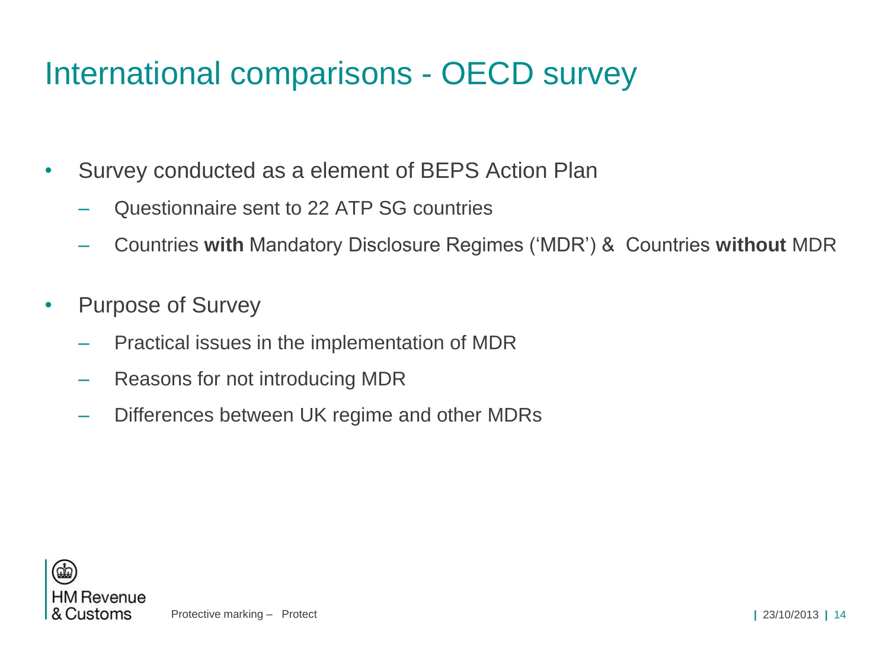# International comparisons - OECD survey

- Survey conducted as a element of BEPS Action Plan
  - Questionnaire sent to 22 ATP SG countries
  - Countries **with** Mandatory Disclosure Regimes ('MDR') & Countries **without** MDR
- Purpose of Survey
  - Practical issues in the implementation of MDR
  - Reasons for not introducing MDR
  - Differences between UK regime and other MDRs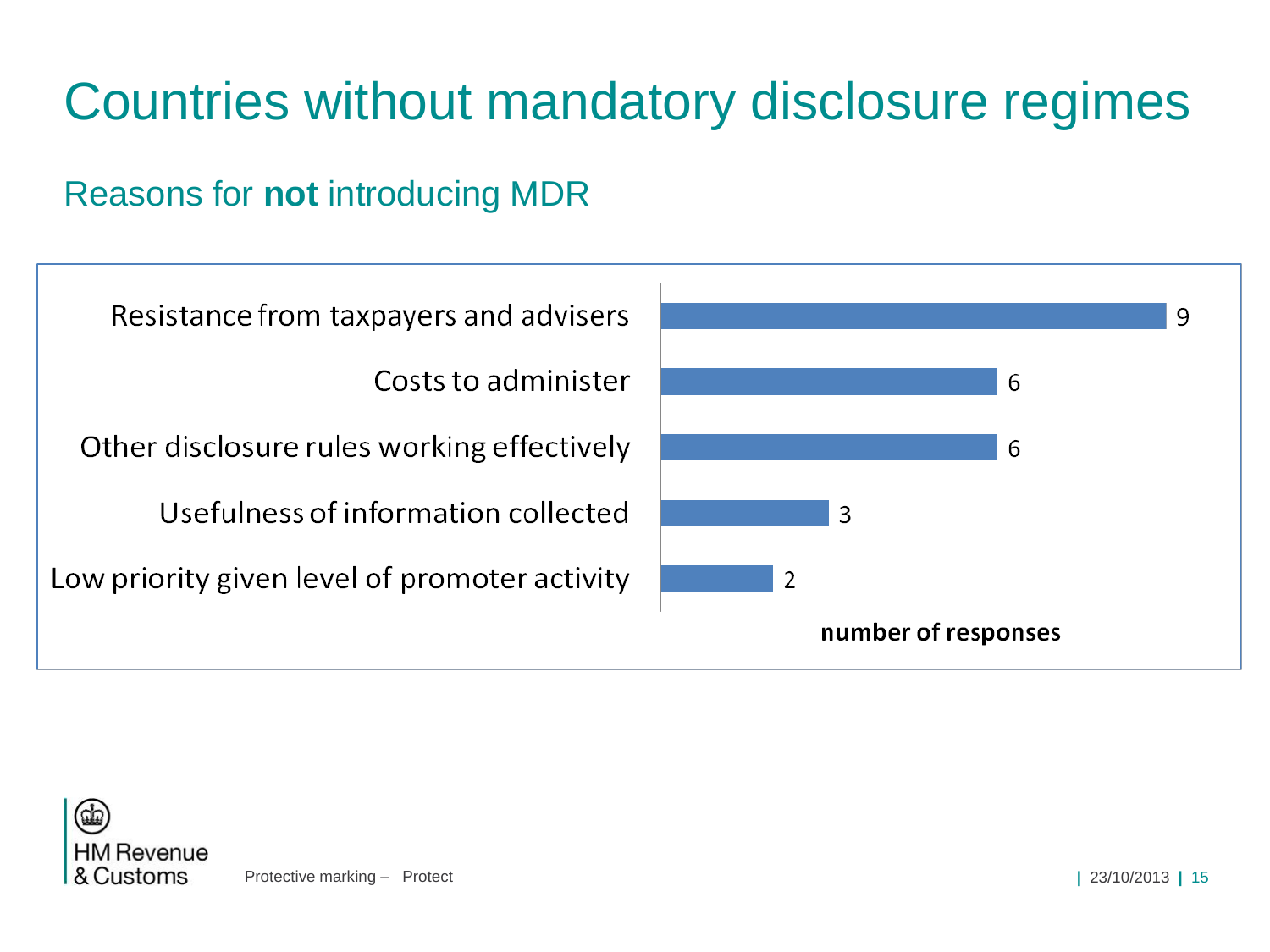# Countries without mandatory disclosure regimes

## Reasons for **not** introducing MDR

| Reason | Number of responses |
| --- | --- |
| Resistance from taxpayers and advisers | 9 |
| Costs to administer | 6 |
| Other disclosure rules working effectively | 6 |
| Usefulness of information collected | 3 |
| Low priority given level of promoter activity | 2 |

Protective marking – Protect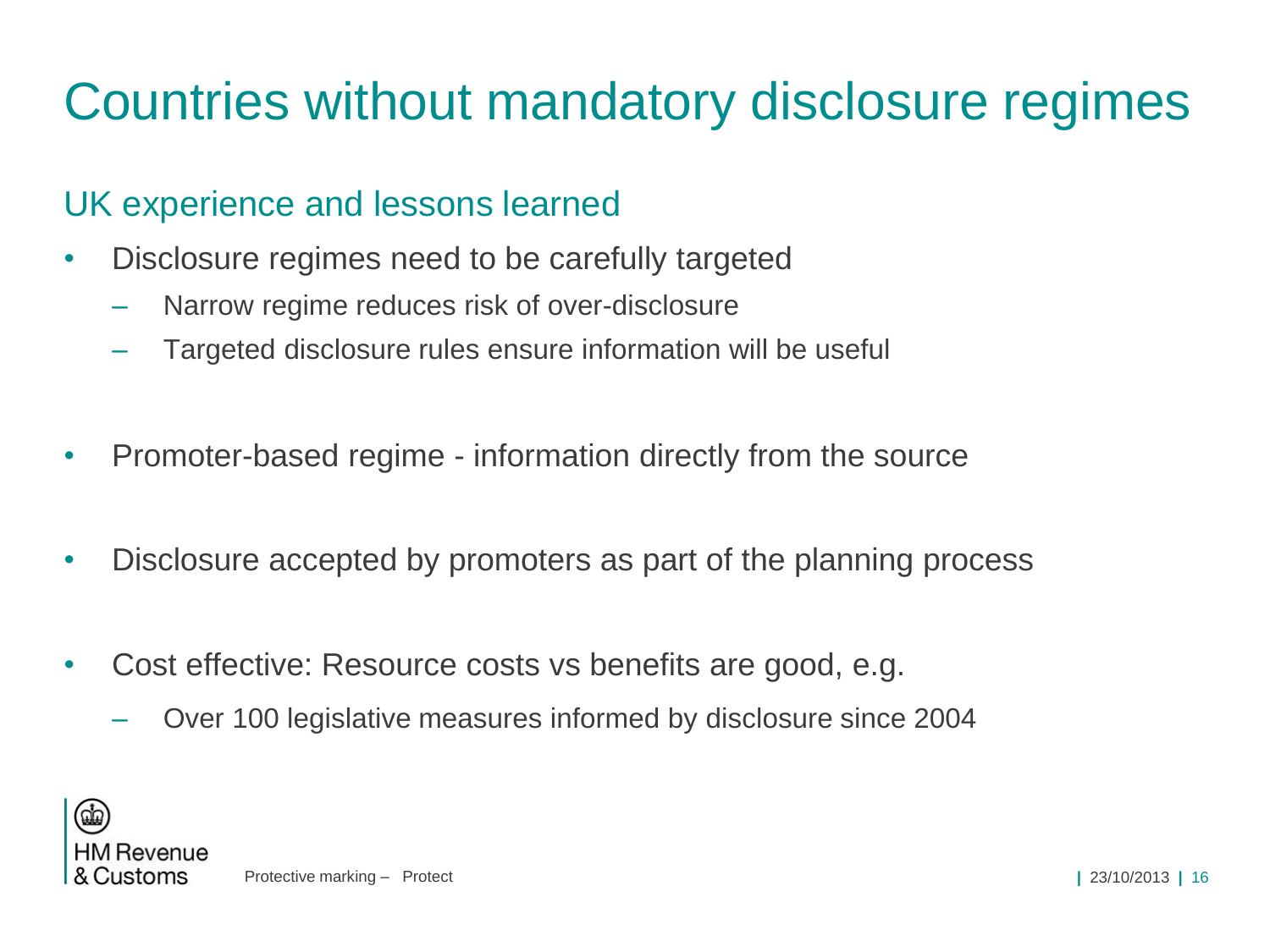# Countries without mandatory disclosure regimes

## UK experience and lessons learned

- Disclosure regimes need to be carefully targeted
  - Narrow regime reduces risk of over-disclosure
  - Targeted disclosure rules ensure information will be useful
- Promoter-based regime - information directly from the source
- Disclosure accepted by promoters as part of the planning process
- Cost effective: Resource costs vs benefits are good, e.g.
  - Over 100 legislative measures informed by disclosure since 2004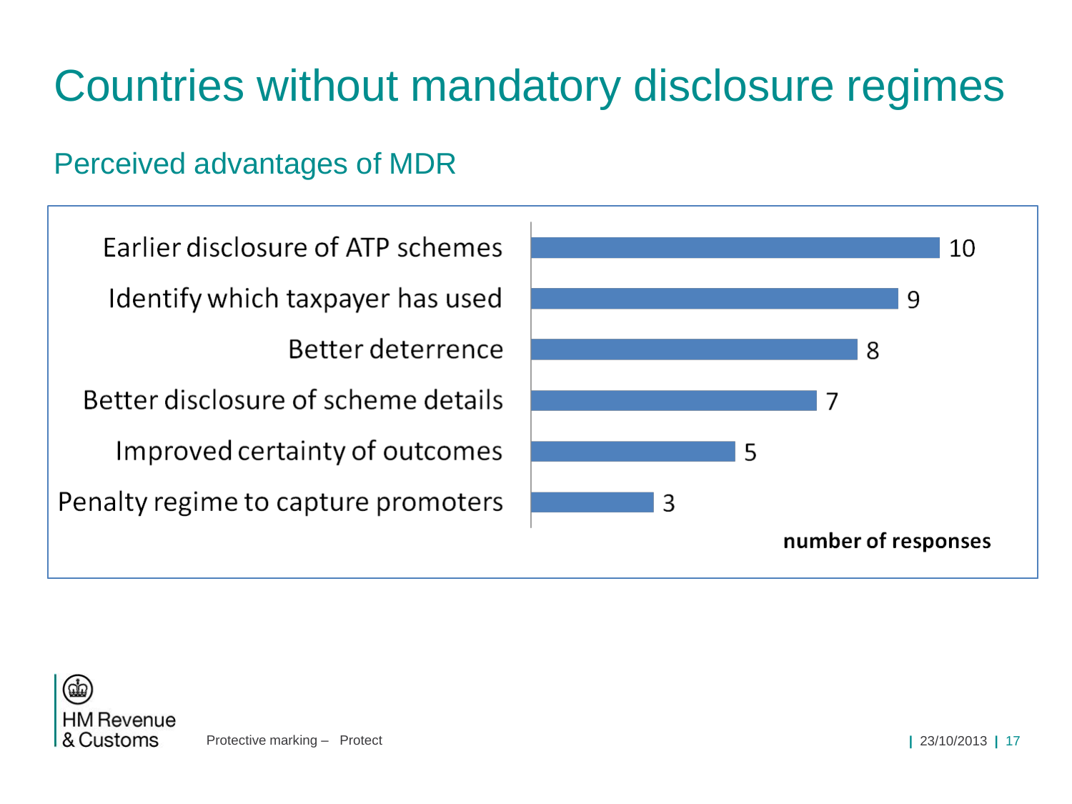# Countries without mandatory disclosure regimes

## Perceived advantages of MDR

| Perceived advantage | number of responses |
| --- | --- |
| Earlier disclosure of ATP schemes | 10 |
| Identify which taxpayer has used | 9 |
| Better deterrence | 8 |
| Better disclosure of scheme details | 7 |
| Improved certainty of outcomes | 5 |
| Penalty regime to capture promoters | 3 |

Protective marking – Protect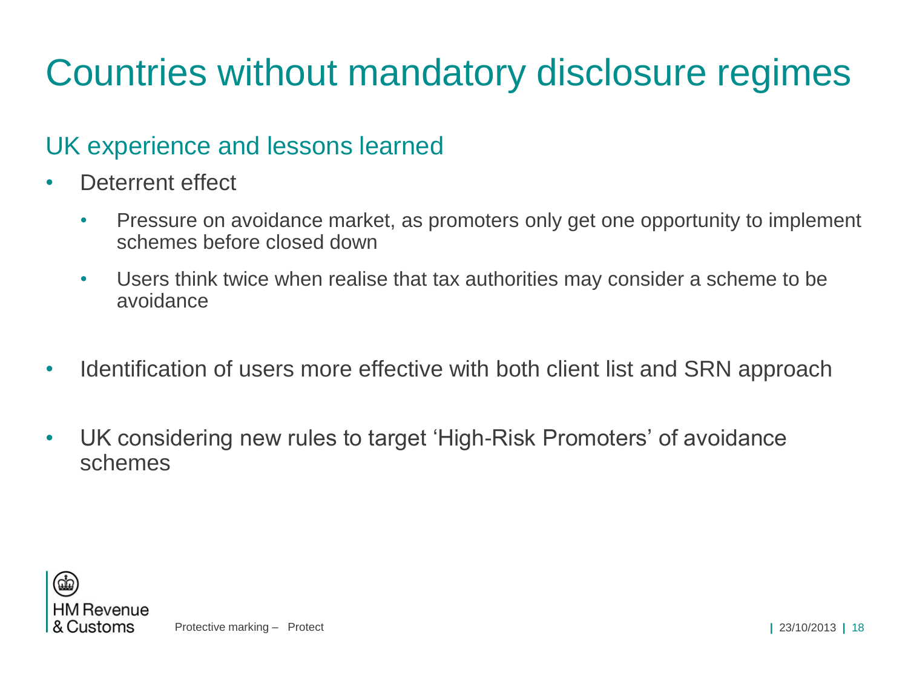# Countries without mandatory disclosure regimes

## UK experience and lessons learned

- Deterrent effect
  - Pressure on avoidance market, as promoters only get one opportunity to implement schemes before closed down
  - Users think twice when realise that tax authorities may consider a scheme to be avoidance
- Identification of users more effective with both client list and SRN approach
- UK considering new rules to target 'High-Risk Promoters' of avoidance schemes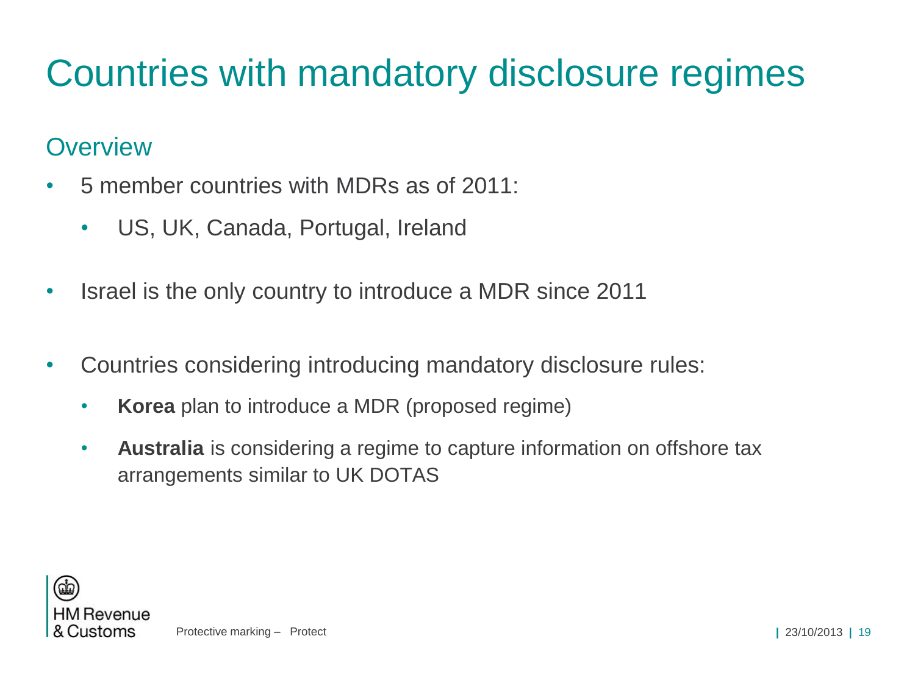# Countries with mandatory disclosure regimes

## Overview

- 5 member countries with MDRs as of 2011:
  - US, UK, Canada, Portugal, Ireland

- Israel is the only country to introduce a MDR since 2011

- Countries considering introducing mandatory disclosure rules:
  - **Korea** plan to introduce a MDR (proposed regime)
  - **Australia** is considering a regime to capture information on offshore tax arrangements similar to UK DOTAS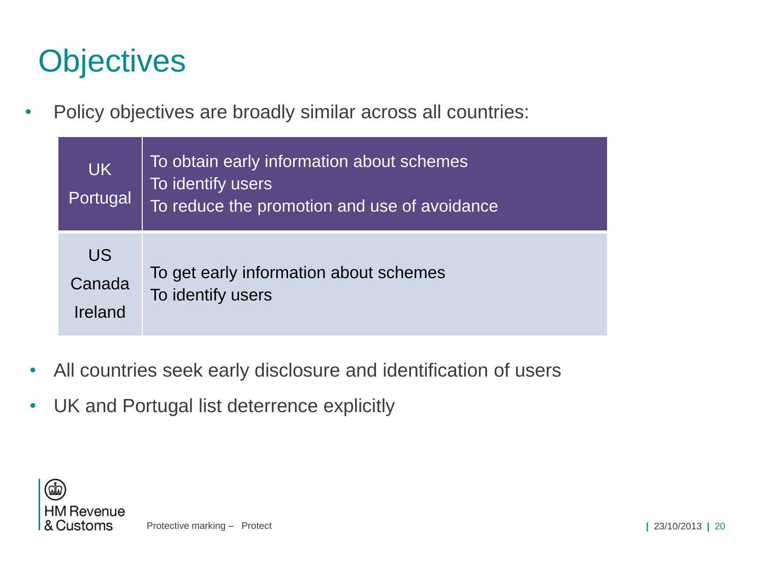# Objectives

- Policy objectives are broadly similar across all countries:

| Countries | Objectives |
|---|---|
| UK<br>Portugal | To obtain early information about schemes<br>To identify users<br>To reduce the promotion and use of avoidance |
| US<br>Canada<br>Ireland | To get early information about schemes<br>To identify users |

- All countries seek early disclosure and identification of users
- UK and Portugal list deterrence explicitly

Protective marking – Protect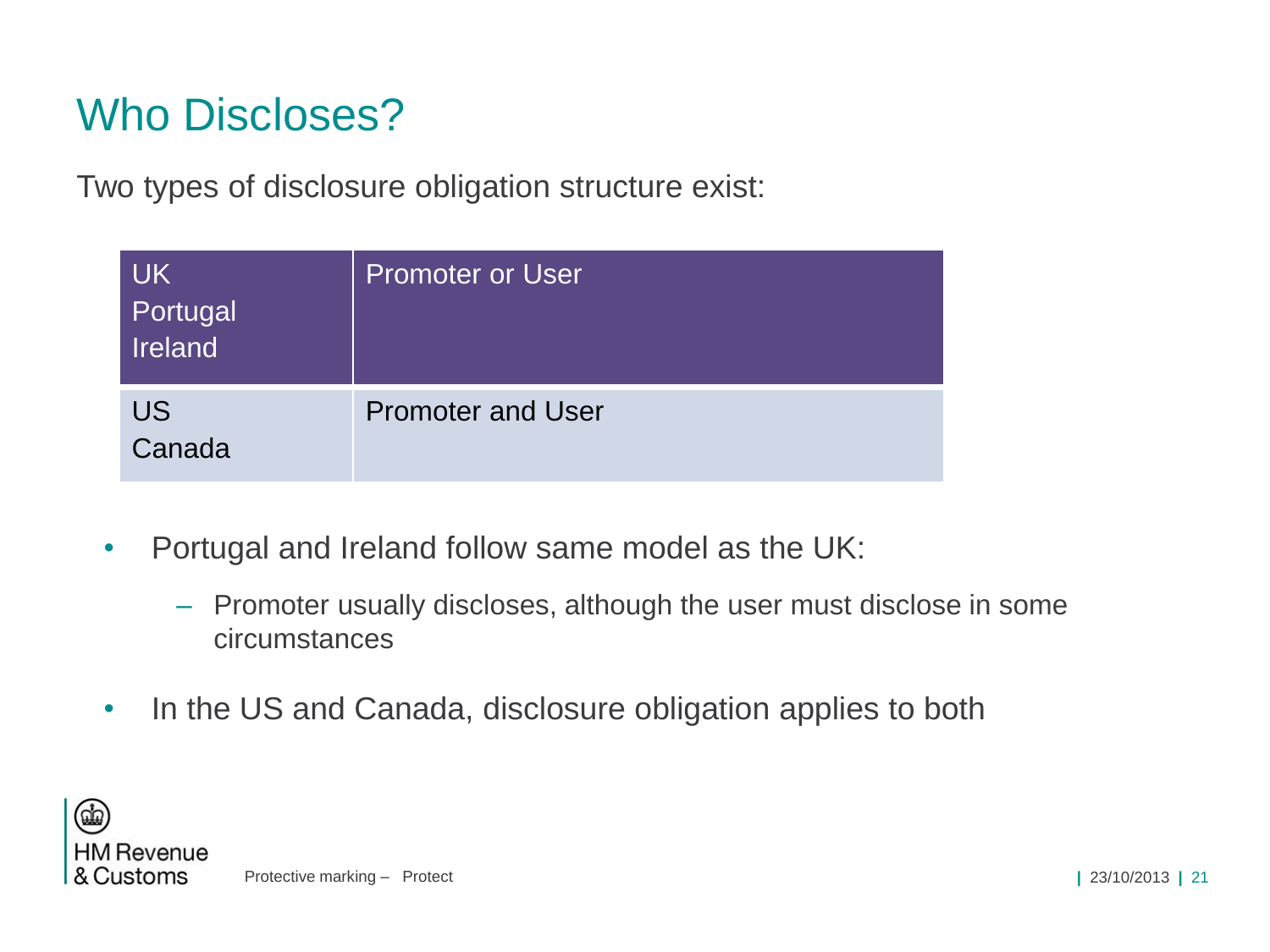# Who Discloses?

Two types of disclosure obligation structure exist:

| | |
|---|---|
| UK<br>Portugal<br>Ireland | Promoter or User |
| US<br>Canada | Promoter and User |

- Portugal and Ireland follow same model as the UK:
  - Promoter usually discloses, although the user must disclose in some circumstances
- In the US and Canada, disclosure obligation applies to both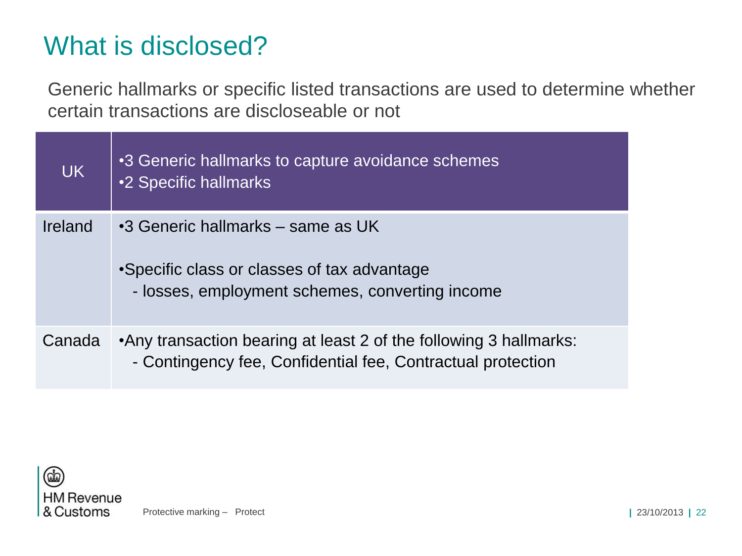# What is disclosed?

Generic hallmarks or specific listed transactions are used to determine whether certain transactions are discloseable or not

| UK | •3 Generic hallmarks to capture avoidance schemes<br>•2 Specific hallmarks |
|---|---|
| Ireland | •3 Generic hallmarks – same as UK<br><br>•Specific class or classes of tax advantage<br>- losses, employment schemes, converting income |
| Canada | •Any transaction bearing at least 2 of the following 3 hallmarks:<br>- Contingency fee, Confidential fee, Contractual protection |

Protective marking – Protect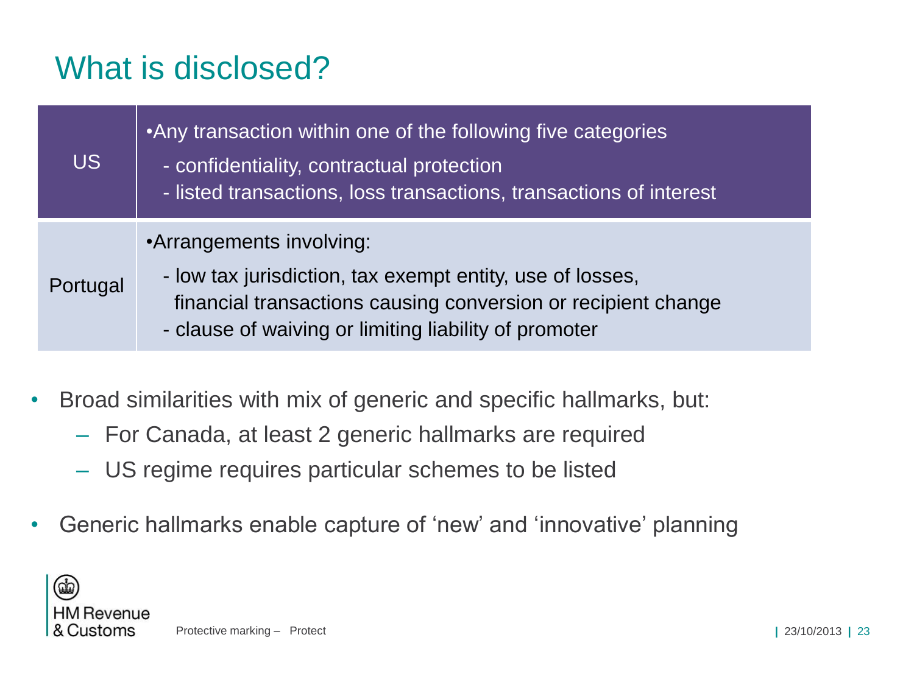# What is disclosed?

| | |
|---|---|
| US | •Any transaction within one of the following five categories<br>- confidentiality, contractual protection<br>- listed transactions, loss transactions, transactions of interest |
| Portugal | •Arrangements involving:<br>- low tax jurisdiction, tax exempt entity, use of losses, financial transactions causing conversion or recipient change<br>- clause of waiving or limiting liability of promoter |

- Broad similarities with mix of generic and specific hallmarks, but:
  - For Canada, at least 2 generic hallmarks are required
  - US regime requires particular schemes to be listed
- Generic hallmarks enable capture of 'new' and 'innovative' planning

Protective marking – Protect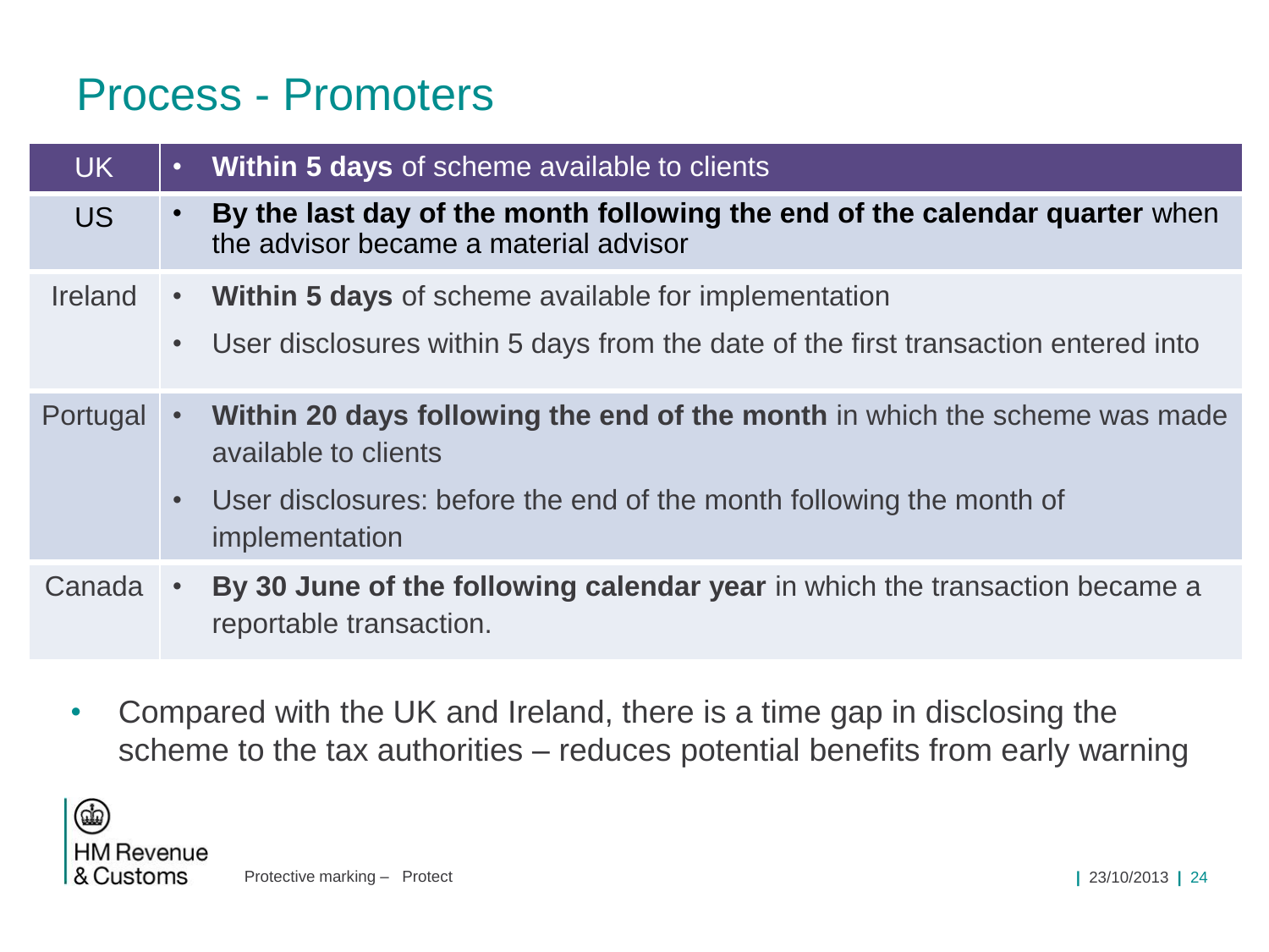# Process - Promoters

| Country | Process |
|---|---|
| UK | • **Within 5 days** of scheme available to clients |
| US | • **By the last day of the month following the end of the calendar quarter** when the advisor became a material advisor |
| Ireland | • **Within 5 days** of scheme available for implementation<br>• User disclosures within 5 days from the date of the first transaction entered into |
| Portugal | • **Within 20 days following the end of the month** in which the scheme was made available to clients<br>• User disclosures: before the end of the month following the month of implementation |
| Canada | • **By 30 June of the following calendar year** in which the transaction became a reportable transaction. |

- Compared with the UK and Ireland, there is a time gap in disclosing the scheme to the tax authorities – reduces potential benefits from early warning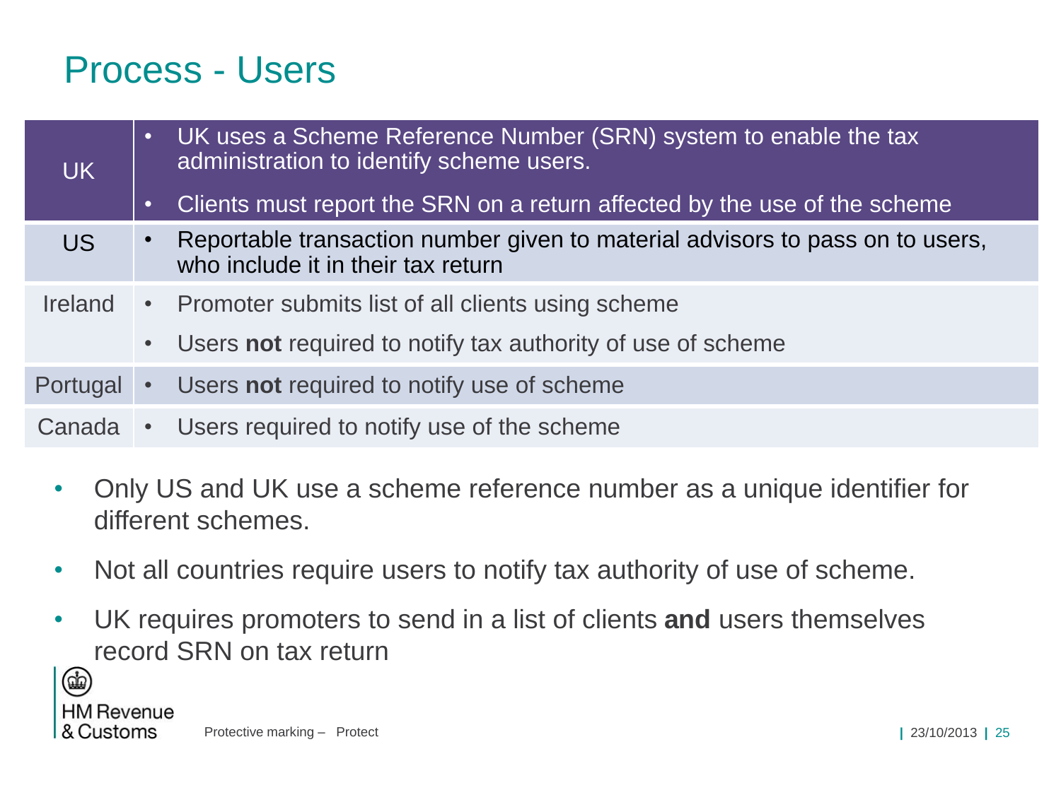# Process - Users

| | |
|---|---|
| UK | • UK uses a Scheme Reference Number (SRN) system to enable the tax administration to identify scheme users.<br>• Clients must report the SRN on a return affected by the use of the scheme |
| US | • Reportable transaction number given to material advisors to pass on to users, who include it in their tax return |
| Ireland | • Promoter submits list of all clients using scheme<br>• Users **not** required to notify tax authority of use of scheme |
| Portugal | • Users **not** required to notify use of scheme |
| Canada | • Users required to notify use of the scheme |

- Only US and UK use a scheme reference number as a unique identifier for different schemes.
- Not all countries require users to notify tax authority of use of scheme.
- UK requires promoters to send in a list of clients **and** users themselves record SRN on tax return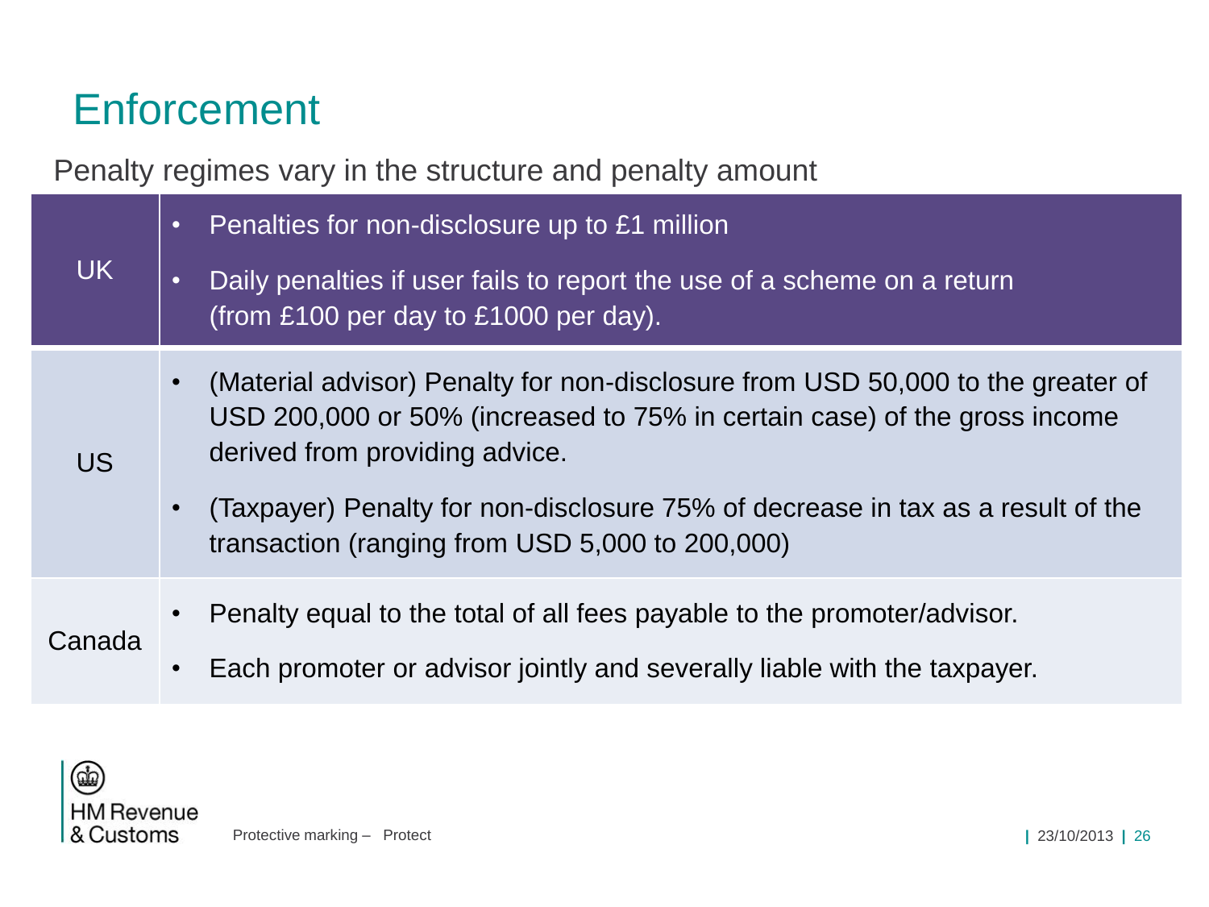# Enforcement

Penalty regimes vary in the structure and penalty amount

| | |
|---|---|
| UK | • Penalties for non-disclosure up to £1 million<br>• Daily penalties if user fails to report the use of a scheme on a return (from £100 per day to £1000 per day). |
| US | • (Material advisor) Penalty for non-disclosure from USD 50,000 to the greater of USD 200,000 or 50% (increased to 75% in certain case) of the gross income derived from providing advice.<br>• (Taxpayer) Penalty for non-disclosure 75% of decrease in tax as a result of the transaction (ranging from USD 5,000 to 200,000) |
| Canada | • Penalty equal to the total of all fees payable to the promoter/advisor.<br>• Each promoter or advisor jointly and severally liable with the taxpayer. |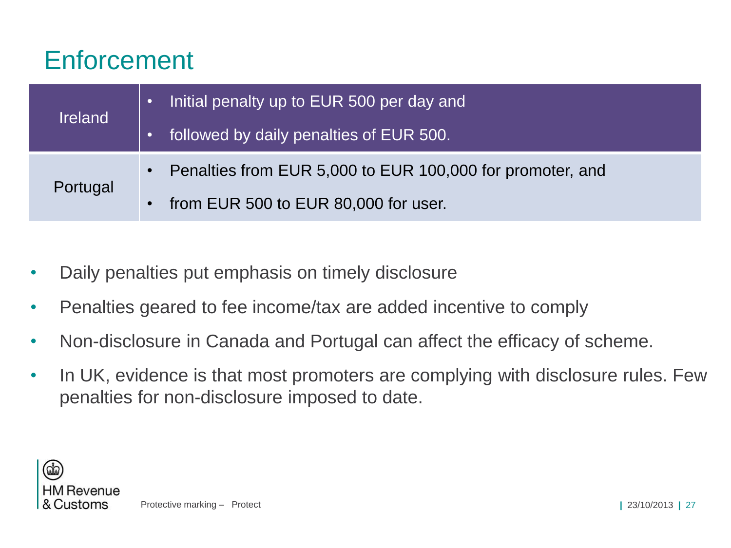# Enforcement

| | |
|---|---|
| Ireland | • Initial penalty up to EUR 500 per day and<br>• followed by daily penalties of EUR 500. |
| Portugal | • Penalties from EUR 5,000 to EUR 100,000 for promoter, and<br>• from EUR 500 to EUR 80,000 for user. |

- Daily penalties put emphasis on timely disclosure
- Penalties geared to fee income/tax are added incentive to comply
- Non-disclosure in Canada and Portugal can affect the efficacy of scheme.
- In UK, evidence is that most promoters are complying with disclosure rules. Few penalties for non-disclosure imposed to date.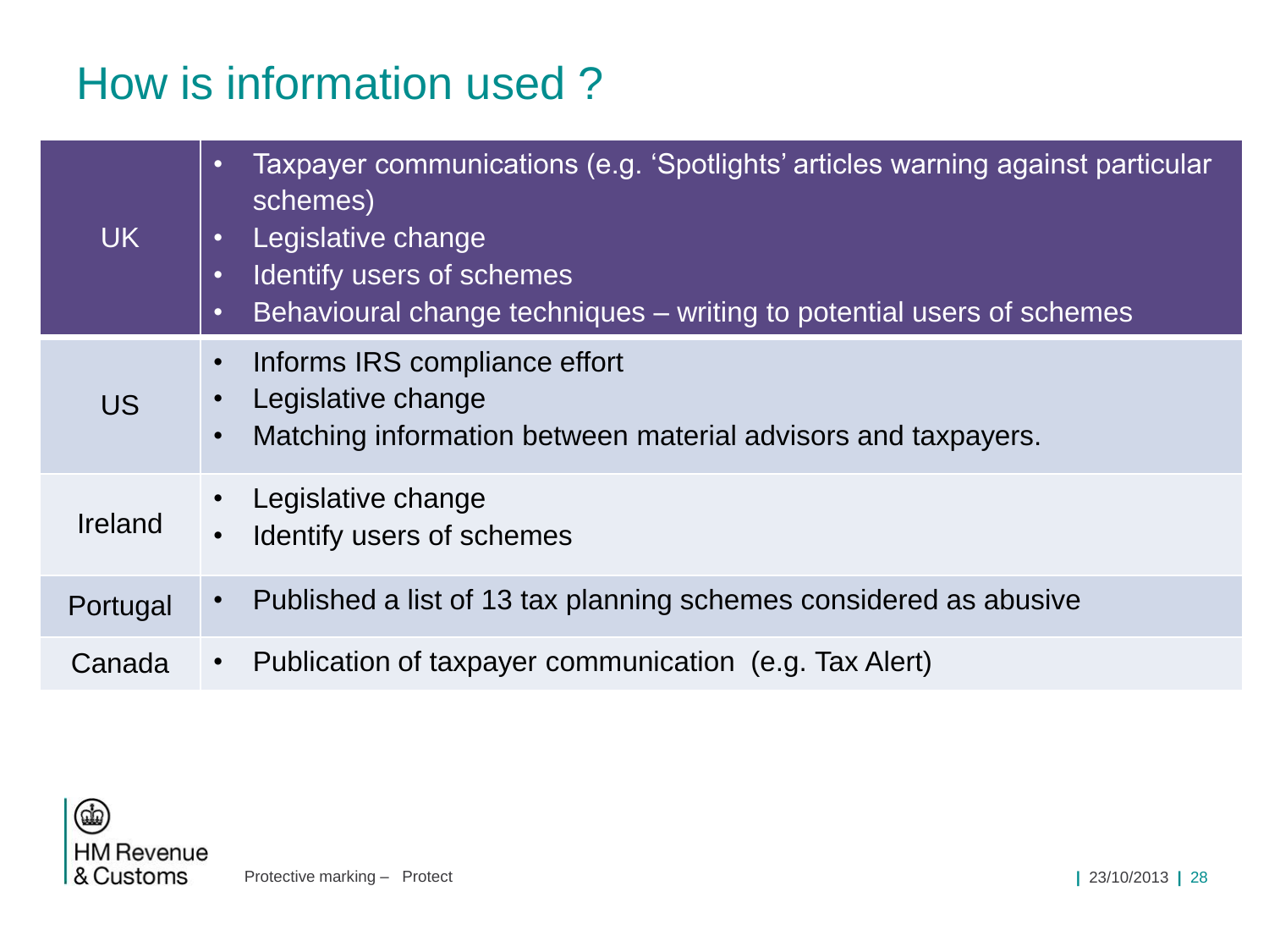# How is information used ?

| | |
|---|---|
| UK | • Taxpayer communications (e.g. 'Spotlights' articles warning against particular schemes)<br>• Legislative change<br>• Identify users of schemes<br>• Behavioural change techniques – writing to potential users of schemes |
| US | • Informs IRS compliance effort<br>• Legislative change<br>• Matching information between material advisors and taxpayers. |
| Ireland | • Legislative change<br>• Identify users of schemes |
| Portugal | • Published a list of 13 tax planning schemes considered as abusive |
| Canada | • Publication of taxpayer communication (e.g. Tax Alert) |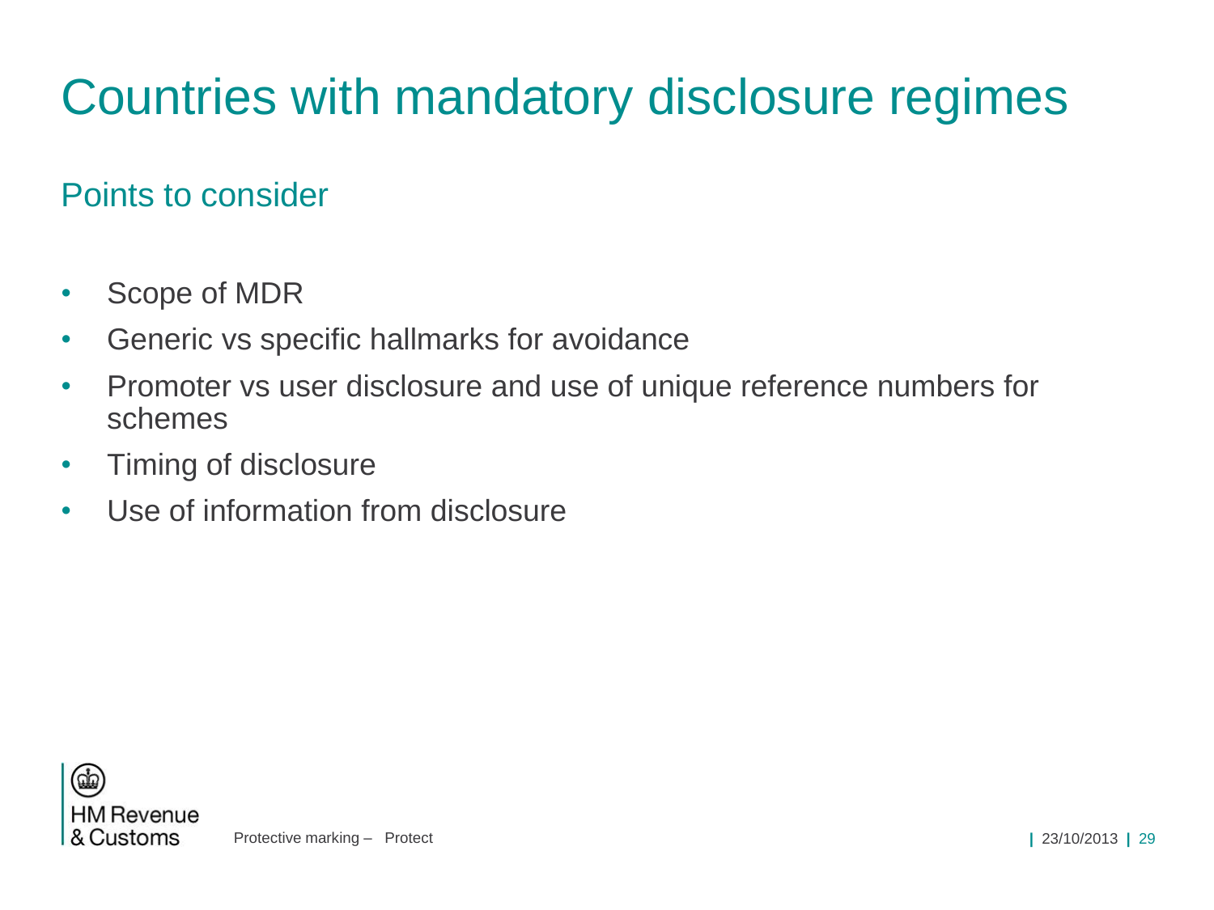# Countries with mandatory disclosure regimes

## Points to consider

- Scope of MDR
- Generic vs specific hallmarks for avoidance
- Promoter vs user disclosure and use of unique reference numbers for schemes
- Timing of disclosure
- Use of information from disclosure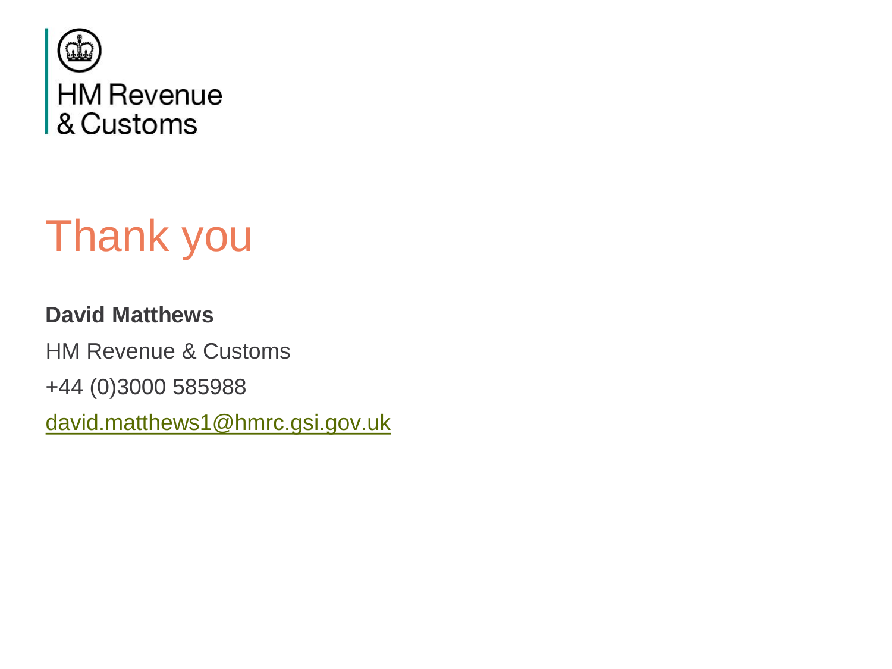HM Revenue
& Customs

# Thank you

**David Matthews**

HM Revenue & Customs

+44 (0)3000 585988

david.matthews1@hmrc.gsi.gov.uk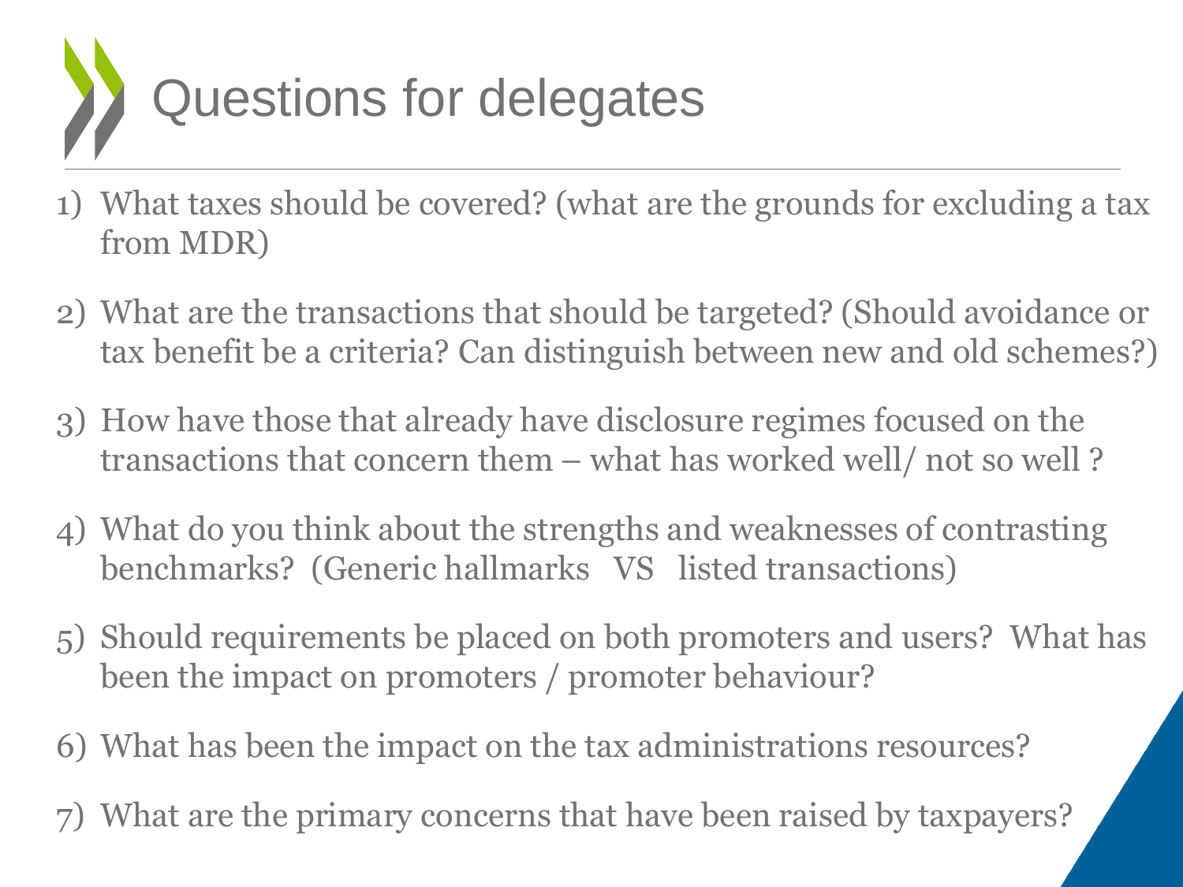# Questions for delegates

1) What taxes should be covered? (what are the grounds for excluding a tax from MDR)

2) What are the transactions that should be targeted? (Should avoidance or tax benefit be a criteria? Can distinguish between new and old schemes?)

3) How have those that already have disclosure regimes focused on the transactions that concern them – what has worked well/ not so well ?

4) What do you think about the strengths and weaknesses of contrasting benchmarks? (Generic hallmarks VS listed transactions)

5) Should requirements be placed on both promoters and users? What has been the impact on promoters / promoter behaviour?

6) What has been the impact on the tax administrations resources?

7) What are the primary concerns that have been raised by taxpayers?